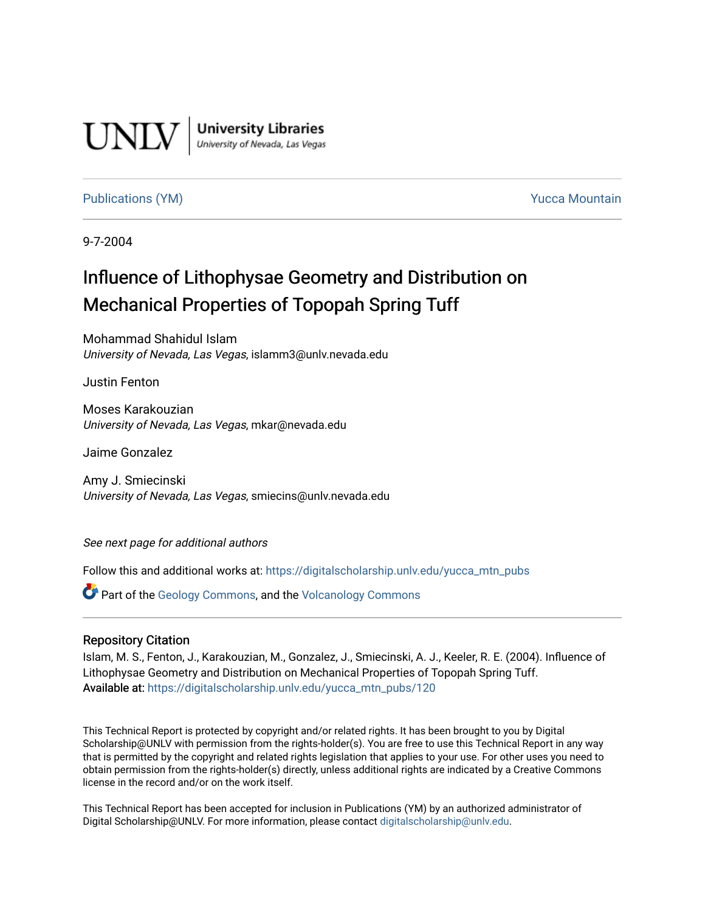UNLV | University Libraries
University of Nevada, Las Vegas

Publications (YM) Yucca Mountain

9-7-2004

# Influence of Lithophysae Geometry and Distribution on Mechanical Properties of Topopah Spring Tuff

Mohammad Shahidul Islam
*University of Nevada, Las Vegas*, islamm3@unlv.nevada.edu

Justin Fenton

Moses Karakouzian
*University of Nevada, Las Vegas*, mkar@nevada.edu

Jaime Gonzalez

Amy J. Smiecinski
*University of Nevada, Las Vegas*, smiecins@unlv.nevada.edu

*See next page for additional authors*

Follow this and additional works at: https://digitalscholarship.unlv.edu/yucca_mtn_pubs

Part of the Geology Commons, and the Volcanology Commons

## Repository Citation

Islam, M. S., Fenton, J., Karakouzian, M., Gonzalez, J., Smiecinski, A. J., Keeler, R. E. (2004). Influence of Lithophysae Geometry and Distribution on Mechanical Properties of Topopah Spring Tuff.
Available at: https://digitalscholarship.unlv.edu/yucca_mtn_pubs/120

This Technical Report is protected by copyright and/or related rights. It has been brought to you by Digital Scholarship@UNLV with permission from the rights-holder(s). You are free to use this Technical Report in any way that is permitted by the copyright and related rights legislation that applies to your use. For other uses you need to obtain permission from the rights-holder(s) directly, unless additional rights are indicated by a Creative Commons license in the record and/or on the work itself.

This Technical Report has been accepted for inclusion in Publications (YM) by an authorized administrator of Digital Scholarship@UNLV. For more information, please contact digitalscholarship@unlv.edu.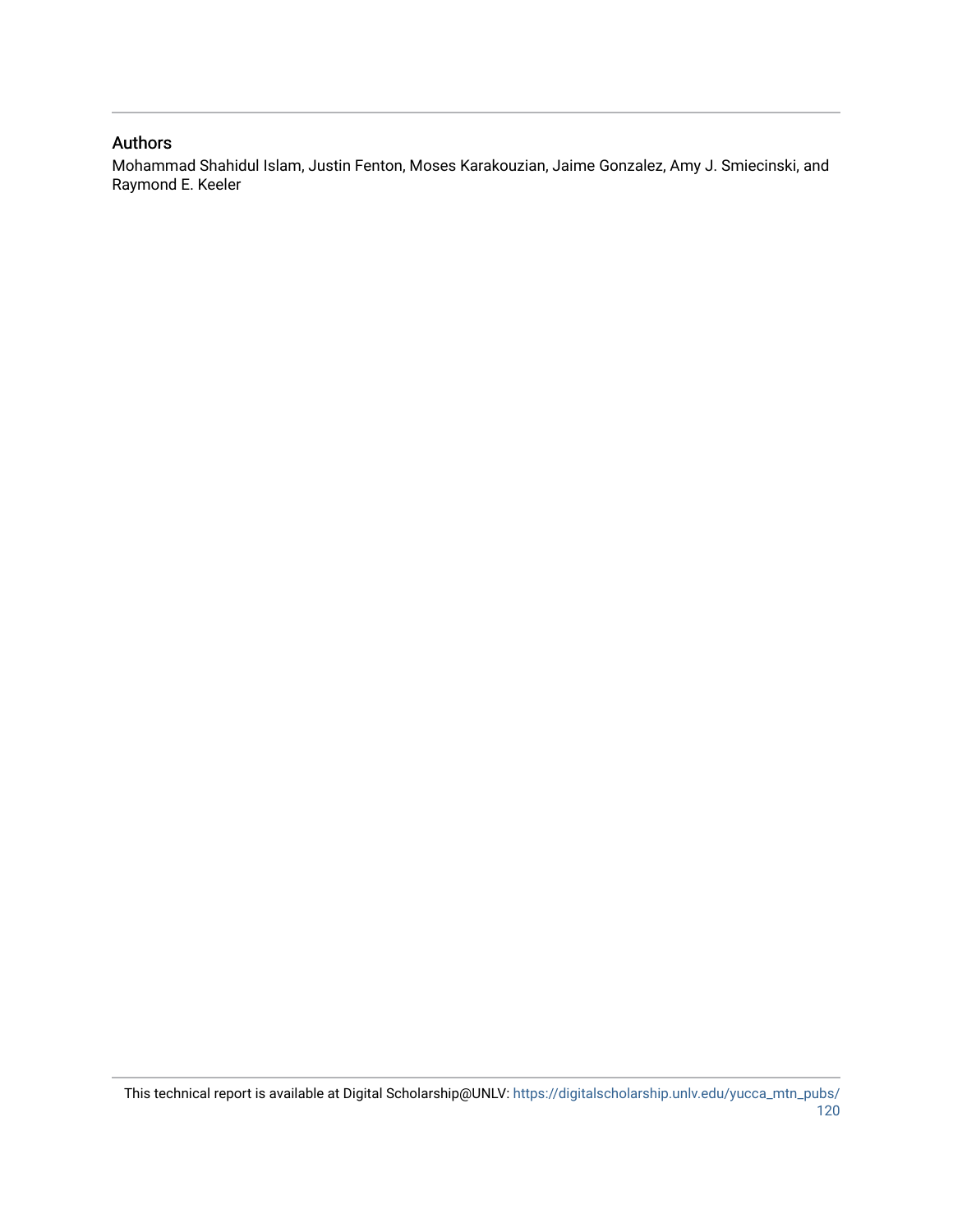## Authors

Mohammad Shahidul Islam, Justin Fenton, Moses Karakouzian, Jaime Gonzalez, Amy J. Smiecinski, and Raymond E. Keeler

This technical report is available at Digital Scholarship@UNLV: https://digitalscholarship.unlv.edu/yucca_mtn_pubs/120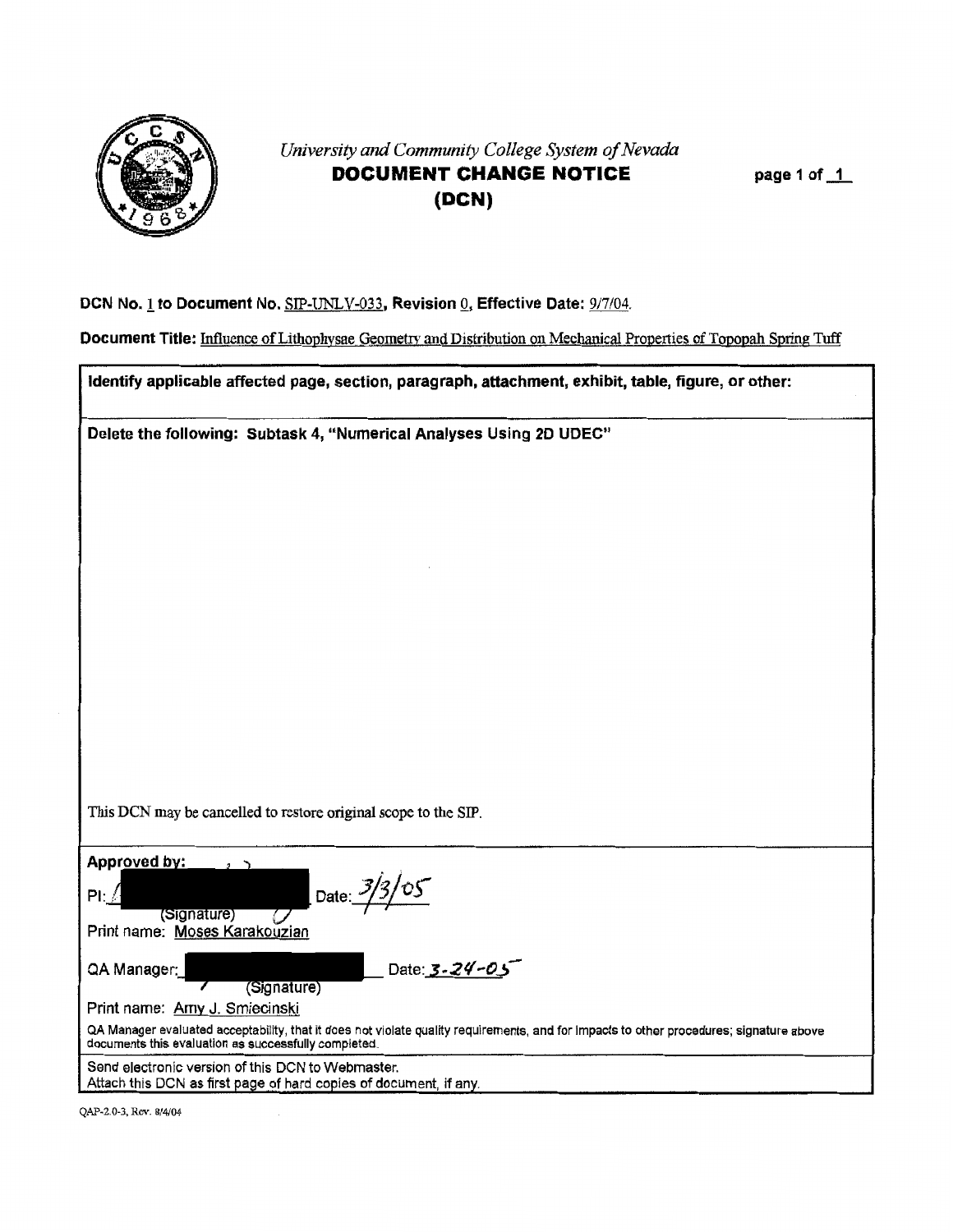*University and Community College System of Nevada*

# DOCUMENT CHANGE NOTICE (DCN)

page 1 of 1

**DCN No.** 1 **to Document No.** SIP-UNLV-033, **Revision** 0, **Effective Date:** 9/7/04.

**Document Title:** Influence of Lithophysae Geometry and Distribution on Mechanical Properties of Topopah Spring Tuff

**Identify applicable affected page, section, paragraph, attachment, exhibit, table, figure, or other:**

**Delete the following: Subtask 4, "Numerical Analyses Using 2D UDEC"**

This DCN may be cancelled to restore original scope to the SIP.

**Approved by:**

PI: [redacted] Date: 3/3/05
(Signature)
Print name: Moses Karakouzian

QA Manager: [redacted] Date: 3-24-05
(Signature)
Print name: Amy J. Smiecinski

QA Manager evaluated acceptability, that it does not violate quality requirements, and for impacts to other procedures; signature above documents this evaluation as successfully completed.

Send electronic version of this DCN to Webmaster.
Attach this DCN as first page of hard copies of document, if any.

QAP-2.0-3, Rev. 8/4/04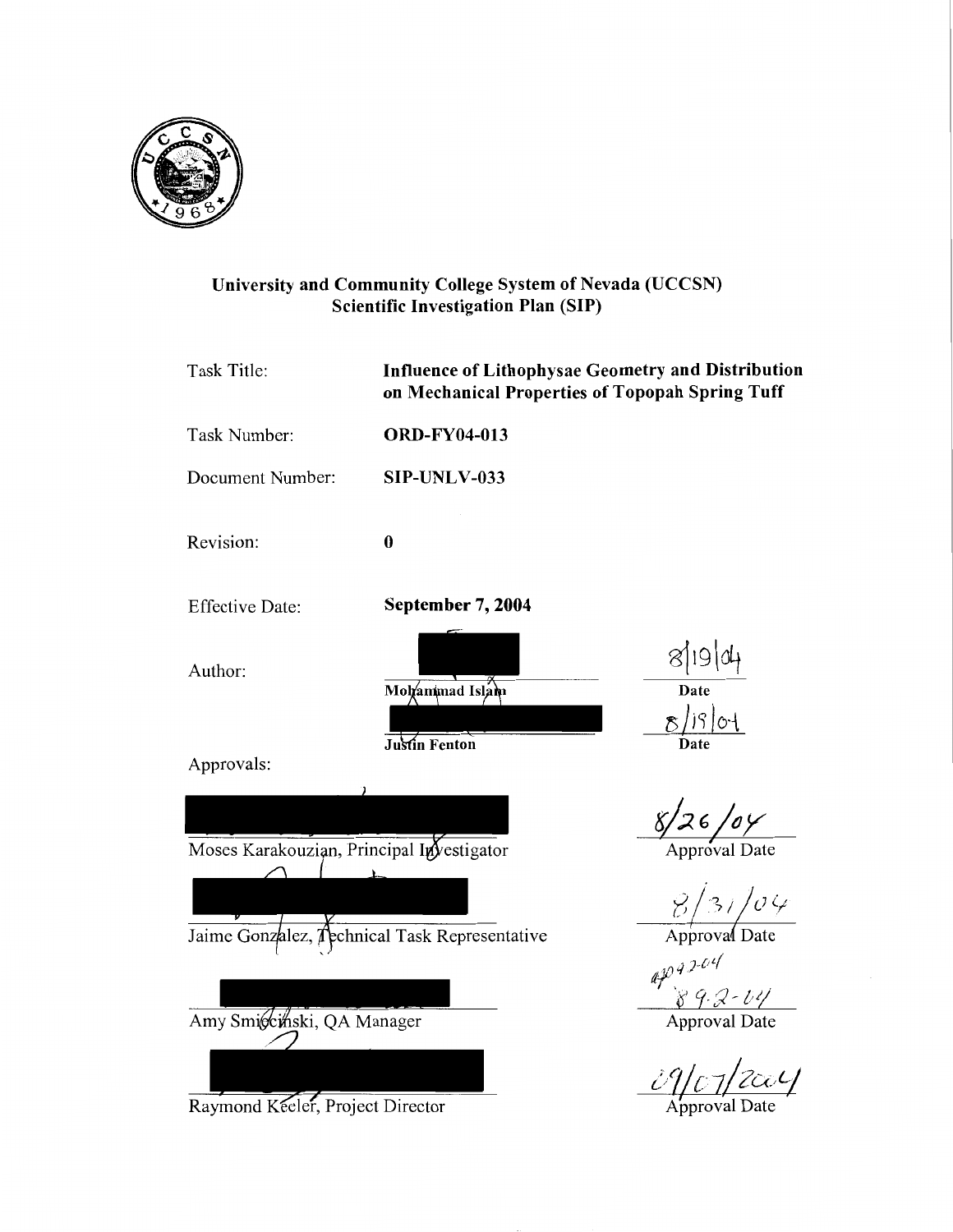**University and Community College System of Nevada (UCCSN)**
**Scientific Investigation Plan (SIP)**

| | |
|---|---|
| Task Title: | **Influence of Lithophysae Geometry and Distribution on Mechanical Properties of Topopah Spring Tuff** |
| Task Number: | **ORD-FY04-013** |
| Document Number: | **SIP-UNLV-033** |
| Revision: | **0** |
| Effective Date: | **September 7, 2004** |

Author:

| | Date |
|---|---|
| Mohammad Islam | 8/19/04 |
| Justin Fenton | 8/19/04 |

Approvals:

| | Approval Date |
|---|---|
| Moses Karakouzian, Principal Investigator | 8/26/04 |
| Jaime Gonzalez, Technical Task Representative | 8/31/04 |
| Amy Smiecinski, QA Manager | 9-2-04 |
| Raymond Keeler, Project Director | 09/07/2004 |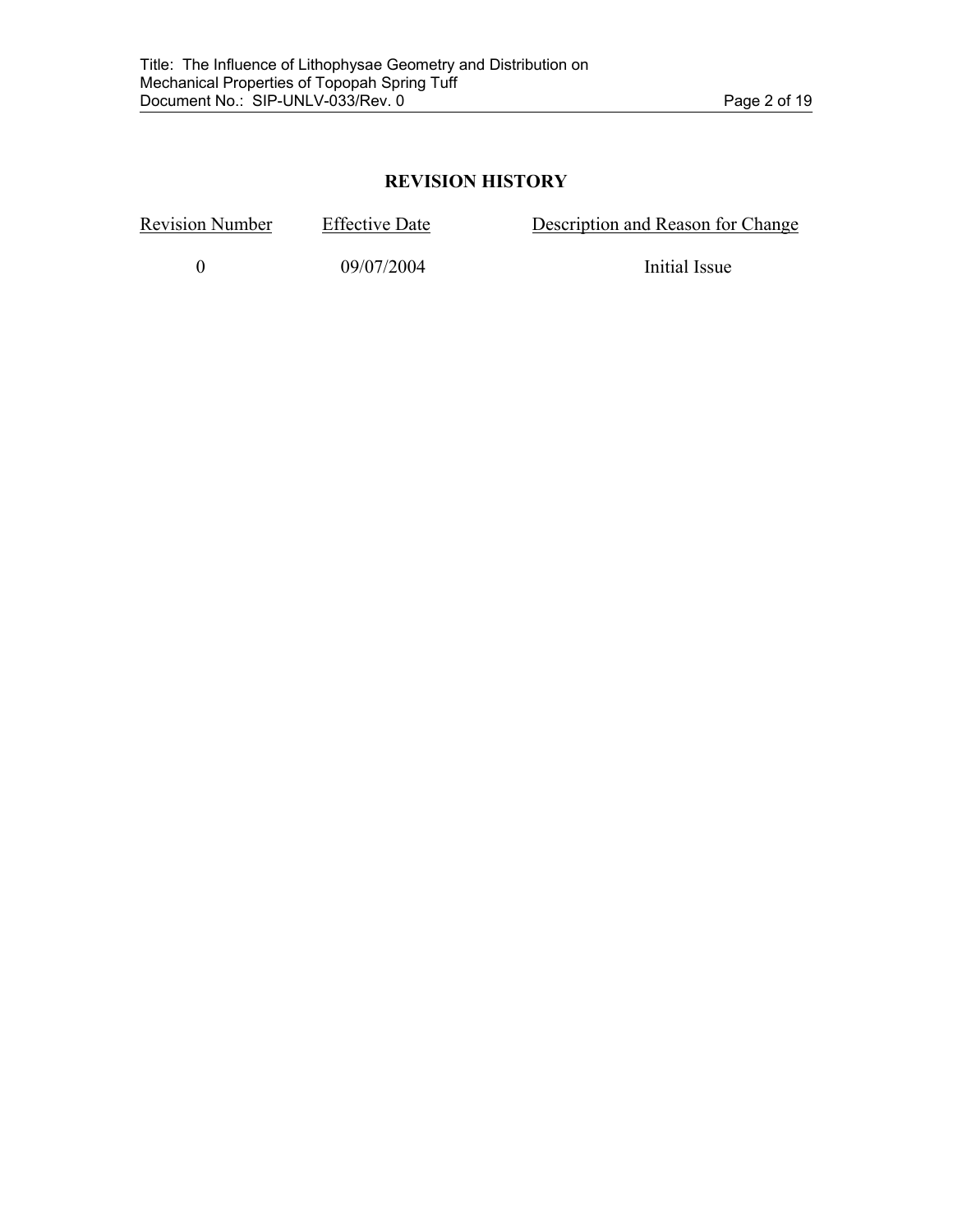## REVISION HISTORY

| Revision Number | Effective Date | Description and Reason for Change |
|---|---|---|
| 0 | 09/07/2004 | Initial Issue |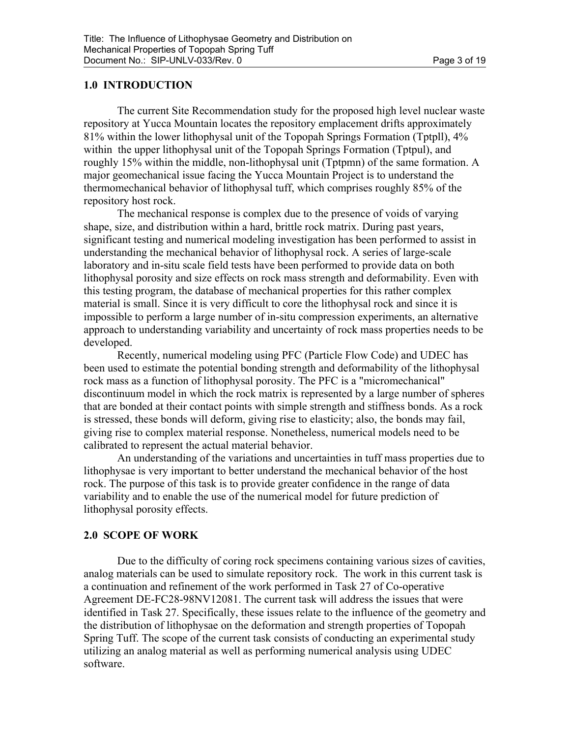## 1.0 INTRODUCTION

The current Site Recommendation study for the proposed high level nuclear waste repository at Yucca Mountain locates the repository emplacement drifts approximately 81% within the lower lithophysal unit of the Topopah Springs Formation (Tptpll), 4% within the upper lithophysal unit of the Topopah Springs Formation (Tptpul), and roughly 15% within the middle, non-lithophysal unit (Tptpmn) of the same formation. A major geomechanical issue facing the Yucca Mountain Project is to understand the thermomechanical behavior of lithophysal tuff, which comprises roughly 85% of the repository host rock.

The mechanical response is complex due to the presence of voids of varying shape, size, and distribution within a hard, brittle rock matrix. During past years, significant testing and numerical modeling investigation has been performed to assist in understanding the mechanical behavior of lithophysal rock. A series of large-scale laboratory and in-situ scale field tests have been performed to provide data on both lithophysal porosity and size effects on rock mass strength and deformability. Even with this testing program, the database of mechanical properties for this rather complex material is small. Since it is very difficult to core the lithophysal rock and since it is impossible to perform a large number of in-situ compression experiments, an alternative approach to understanding variability and uncertainty of rock mass properties needs to be developed.

Recently, numerical modeling using PFC (Particle Flow Code) and UDEC has been used to estimate the potential bonding strength and deformability of the lithophysal rock mass as a function of lithophysal porosity. The PFC is a "micromechanical" discontinuum model in which the rock matrix is represented by a large number of spheres that are bonded at their contact points with simple strength and stiffness bonds. As a rock is stressed, these bonds will deform, giving rise to elasticity; also, the bonds may fail, giving rise to complex material response. Nonetheless, numerical models need to be calibrated to represent the actual material behavior.

An understanding of the variations and uncertainties in tuff mass properties due to lithophysae is very important to better understand the mechanical behavior of the host rock. The purpose of this task is to provide greater confidence in the range of data variability and to enable the use of the numerical model for future prediction of lithophysal porosity effects.

## 2.0 SCOPE OF WORK

Due to the difficulty of coring rock specimens containing various sizes of cavities, analog materials can be used to simulate repository rock. The work in this current task is a continuation and refinement of the work performed in Task 27 of Co-operative Agreement DE-FC28-98NV12081. The current task will address the issues that were identified in Task 27. Specifically, these issues relate to the influence of the geometry and the distribution of lithophysae on the deformation and strength properties of Topopah Spring Tuff. The scope of the current task consists of conducting an experimental study utilizing an analog material as well as performing numerical analysis using UDEC software.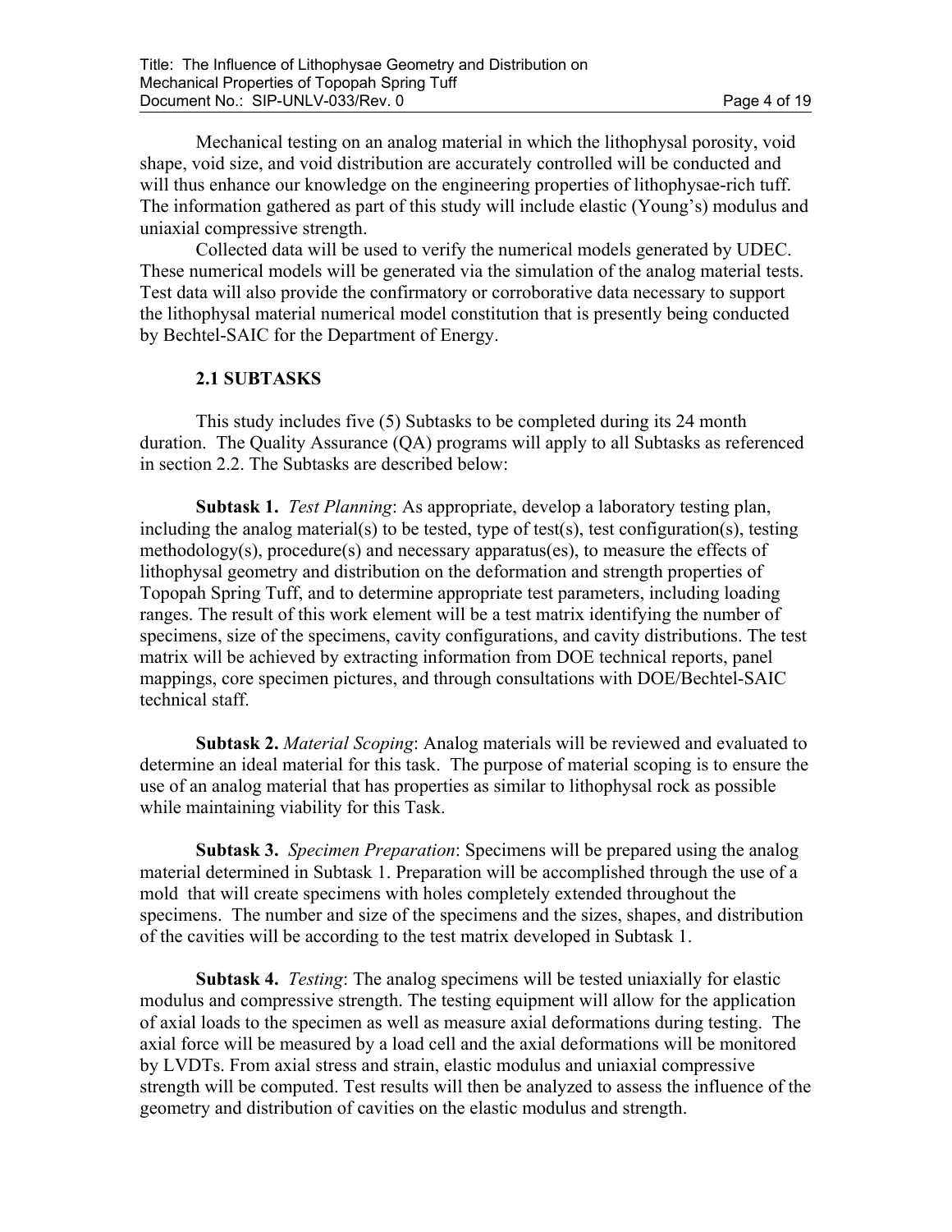Mechanical testing on an analog material in which the lithophysal porosity, void shape, void size, and void distribution are accurately controlled will be conducted and will thus enhance our knowledge on the engineering properties of lithophysae-rich tuff. The information gathered as part of this study will include elastic (Young's) modulus and uniaxial compressive strength.

Collected data will be used to verify the numerical models generated by UDEC. These numerical models will be generated via the simulation of the analog material tests. Test data will also provide the confirmatory or corroborative data necessary to support the lithophysal material numerical model constitution that is presently being conducted by Bechtel-SAIC for the Department of Energy.

### 2.1 SUBTASKS

This study includes five (5) Subtasks to be completed during its 24 month duration. The Quality Assurance (QA) programs will apply to all Subtasks as referenced in section 2.2. The Subtasks are described below:

**Subtask 1.** *Test Planning*: As appropriate, develop a laboratory testing plan, including the analog material(s) to be tested, type of test(s), test configuration(s), testing methodology(s), procedure(s) and necessary apparatus(es), to measure the effects of lithophysal geometry and distribution on the deformation and strength properties of Topopah Spring Tuff, and to determine appropriate test parameters, including loading ranges. The result of this work element will be a test matrix identifying the number of specimens, size of the specimens, cavity configurations, and cavity distributions. The test matrix will be achieved by extracting information from DOE technical reports, panel mappings, core specimen pictures, and through consultations with DOE/Bechtel-SAIC technical staff.

**Subtask 2.** *Material Scoping*: Analog materials will be reviewed and evaluated to determine an ideal material for this task. The purpose of material scoping is to ensure the use of an analog material that has properties as similar to lithophysal rock as possible while maintaining viability for this Task.

**Subtask 3.** *Specimen Preparation*: Specimens will be prepared using the analog material determined in Subtask 1. Preparation will be accomplished through the use of a mold that will create specimens with holes completely extended throughout the specimens. The number and size of the specimens and the sizes, shapes, and distribution of the cavities will be according to the test matrix developed in Subtask 1.

**Subtask 4.** *Testing*: The analog specimens will be tested uniaxially for elastic modulus and compressive strength. The testing equipment will allow for the application of axial loads to the specimen as well as measure axial deformations during testing. The axial force will be measured by a load cell and the axial deformations will be monitored by LVDTs. From axial stress and strain, elastic modulus and uniaxial compressive strength will be computed. Test results will then be analyzed to assess the influence of the geometry and distribution of cavities on the elastic modulus and strength.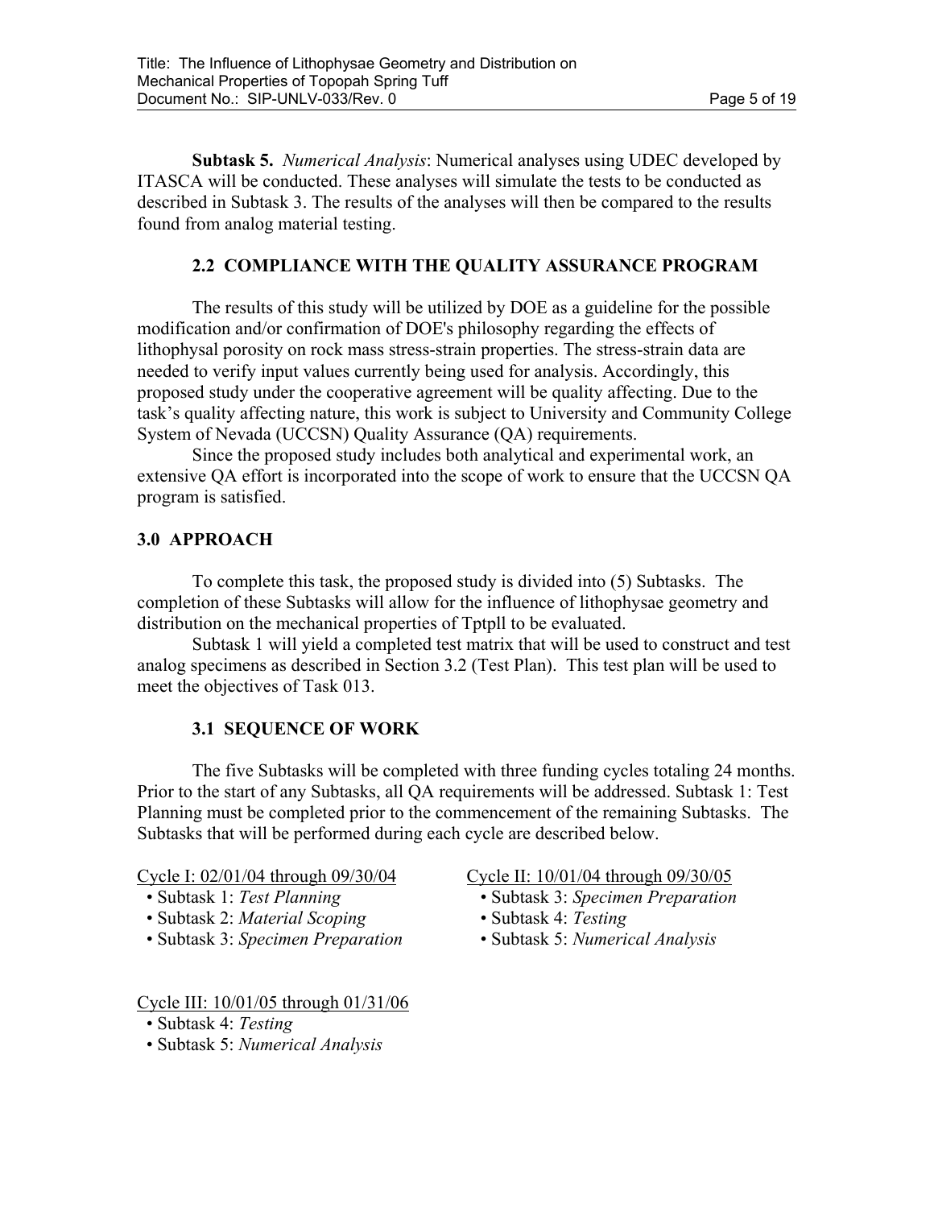**Subtask 5.** *Numerical Analysis*: Numerical analyses using UDEC developed by ITASCA will be conducted. These analyses will simulate the tests to be conducted as described in Subtask 3. The results of the analyses will then be compared to the results found from analog material testing.

### 2.2 COMPLIANCE WITH THE QUALITY ASSURANCE PROGRAM

The results of this study will be utilized by DOE as a guideline for the possible modification and/or confirmation of DOE's philosophy regarding the effects of lithophysal porosity on rock mass stress-strain properties. The stress-strain data are needed to verify input values currently being used for analysis. Accordingly, this proposed study under the cooperative agreement will be quality affecting. Due to the task's quality affecting nature, this work is subject to University and Community College System of Nevada (UCCSN) Quality Assurance (QA) requirements.

Since the proposed study includes both analytical and experimental work, an extensive QA effort is incorporated into the scope of work to ensure that the UCCSN QA program is satisfied.

## 3.0 APPROACH

To complete this task, the proposed study is divided into (5) Subtasks. The completion of these Subtasks will allow for the influence of lithophysae geometry and distribution on the mechanical properties of Tptpll to be evaluated.

Subtask 1 will yield a completed test matrix that will be used to construct and test analog specimens as described in Section 3.2 (Test Plan). This test plan will be used to meet the objectives of Task 013.

### 3.1 SEQUENCE OF WORK

The five Subtasks will be completed with three funding cycles totaling 24 months. Prior to the start of any Subtasks, all QA requirements will be addressed. Subtask 1: Test Planning must be completed prior to the commencement of the remaining Subtasks. The Subtasks that will be performed during each cycle are described below.

Cycle I: 02/01/04 through 09/30/04

- Subtask 1: *Test Planning*
- Subtask 2: *Material Scoping*
- Subtask 3: *Specimen Preparation*

Cycle II: 10/01/04 through 09/30/05

- Subtask 3: *Specimen Preparation*
- Subtask 4: *Testing*
- Subtask 5: *Numerical Analysis*

Cycle III: 10/01/05 through 01/31/06

- Subtask 4: *Testing*
- Subtask 5: *Numerical Analysis*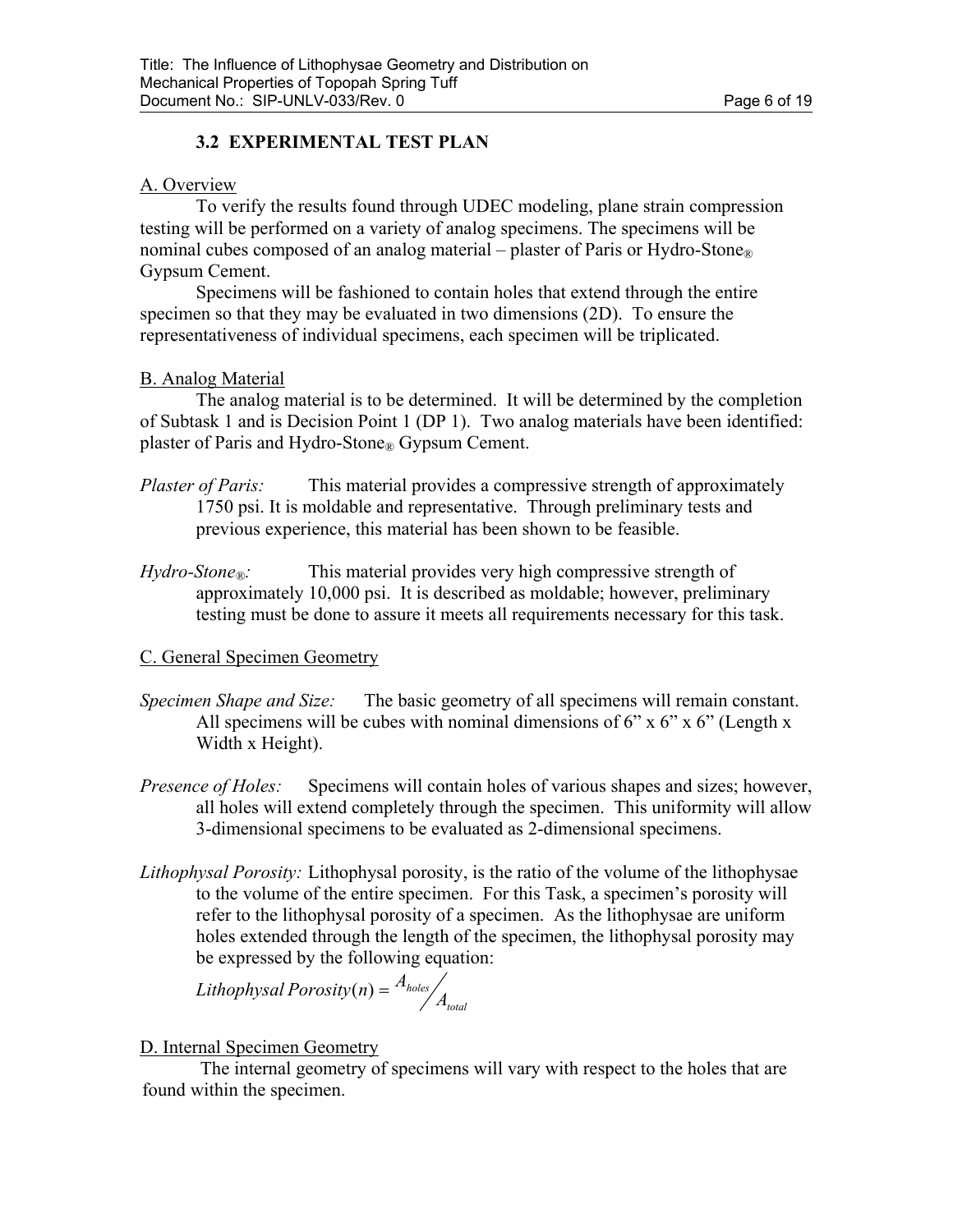### 3.2 EXPERIMENTAL TEST PLAN

A. Overview

To verify the results found through UDEC modeling, plane strain compression testing will be performed on a variety of analog specimens. The specimens will be nominal cubes composed of an analog material – plaster of Paris or Hydro-Stone® Gypsum Cement.

Specimens will be fashioned to contain holes that extend through the entire specimen so that they may be evaluated in two dimensions (2D). To ensure the representativeness of individual specimens, each specimen will be triplicated.

B. Analog Material

The analog material is to be determined. It will be determined by the completion of Subtask 1 and is Decision Point 1 (DP 1). Two analog materials have been identified: plaster of Paris and Hydro-Stone® Gypsum Cement.

*Plaster of Paris:* This material provides a compressive strength of approximately 1750 psi. It is moldable and representative. Through preliminary tests and previous experience, this material has been shown to be feasible.

*Hydro-Stone®:* This material provides very high compressive strength of approximately 10,000 psi. It is described as moldable; however, preliminary testing must be done to assure it meets all requirements necessary for this task.

C. General Specimen Geometry

*Specimen Shape and Size:* The basic geometry of all specimens will remain constant. All specimens will be cubes with nominal dimensions of 6” x 6” x 6” (Length x Width x Height).

*Presence of Holes:* Specimens will contain holes of various shapes and sizes; however, all holes will extend completely through the specimen. This uniformity will allow 3-dimensional specimens to be evaluated as 2-dimensional specimens.

*Lithophysal Porosity:* Lithophysal porosity, is the ratio of the volume of the lithophysae to the volume of the entire specimen. For this Task, a specimen’s porosity will refer to the lithophysal porosity of a specimen. As the lithophysae are uniform holes extended through the length of the specimen, the lithophysal porosity may be expressed by the following equation:

$$Lithophysal\ Porosity(n) = A_{holes} / A_{total}$$

D. Internal Specimen Geometry

The internal geometry of specimens will vary with respect to the holes that are found within the specimen.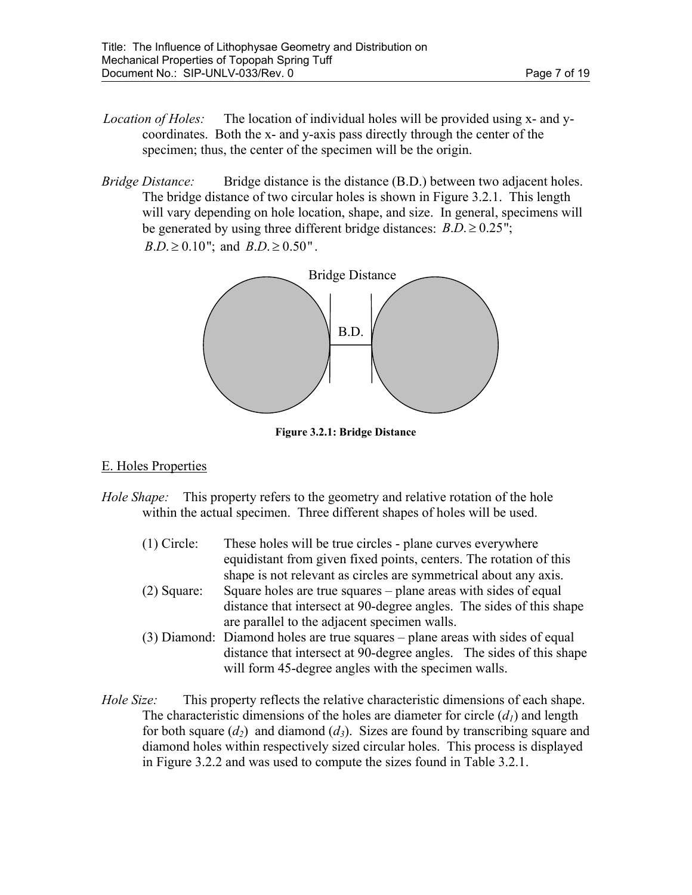*Location of Holes:* The location of individual holes will be provided using x- and y-coordinates. Both the x- and y-axis pass directly through the center of the specimen; thus, the center of the specimen will be the origin.

*Bridge Distance:* Bridge distance is the distance (B.D.) between two adjacent holes. The bridge distance of two circular holes is shown in Figure 3.2.1. This length will vary depending on hole location, shape, and size. In general, specimens will be generated by using three different bridge distances: $B.D. \geq 0.25"$; $B.D. \geq 0.10"$; and $B.D. \geq 0.50"$.

**Figure 3.2.1: Bridge Distance**

E. Holes Properties

*Hole Shape:* This property refers to the geometry and relative rotation of the hole within the actual specimen. Three different shapes of holes will be used.

(1) Circle: These holes will be true circles - plane curves everywhere equidistant from given fixed points, centers. The rotation of this shape is not relevant as circles are symmetrical about any axis.

(2) Square: Square holes are true squares – plane areas with sides of equal distance that intersect at 90-degree angles. The sides of this shape are parallel to the adjacent specimen walls.

(3) Diamond: Diamond holes are true squares – plane areas with sides of equal distance that intersect at 90-degree angles. The sides of this shape will form 45-degree angles with the specimen walls.

*Hole Size:* This property reflects the relative characteristic dimensions of each shape. The characteristic dimensions of the holes are diameter for circle ($d_1$) and length for both square ($d_2$) and diamond ($d_3$). Sizes are found by transcribing square and diamond holes within respectively sized circular holes. This process is displayed in Figure 3.2.2 and was used to compute the sizes found in Table 3.2.1.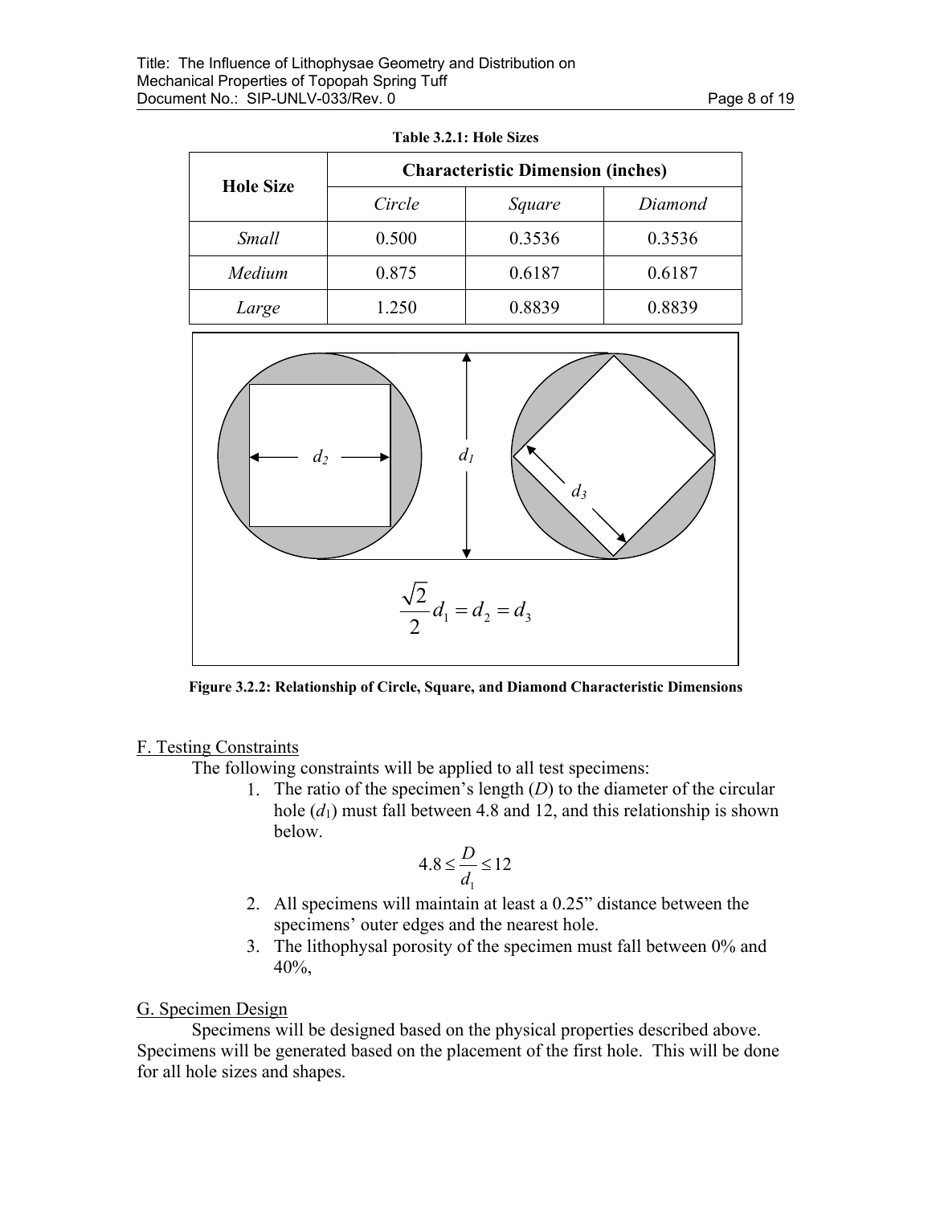**Table 3.2.1: Hole Sizes**

| Hole Size | Characteristic Dimension (inches) | | |
|---|---|---|---|
| | *Circle* | *Square* | *Diamond* |
| *Small* | 0.500 | 0.3536 | 0.3536 |
| *Medium* | 0.875 | 0.6187 | 0.6187 |
| *Large* | 1.250 | 0.8839 | 0.8839 |

$$\frac{\sqrt{2}}{2}d_1 = d_2 = d_3$$

**Figure 3.2.2: Relationship of Circle, Square, and Diamond Characteristic Dimensions**

F. Testing Constraints

The following constraints will be applied to all test specimens:

1. The ratio of the specimen's length ($D$) to the diameter of the circular hole ($d_1$) must fall between 4.8 and 12, and this relationship is shown below.

$$4.8 \leq \frac{D}{d_1} \leq 12$$

2. All specimens will maintain at least a 0.25" distance between the specimens' outer edges and the nearest hole.
3. The lithophysal porosity of the specimen must fall between 0% and 40%,

G. Specimen Design

Specimens will be designed based on the physical properties described above. Specimens will be generated based on the placement of the first hole. This will be done for all hole sizes and shapes.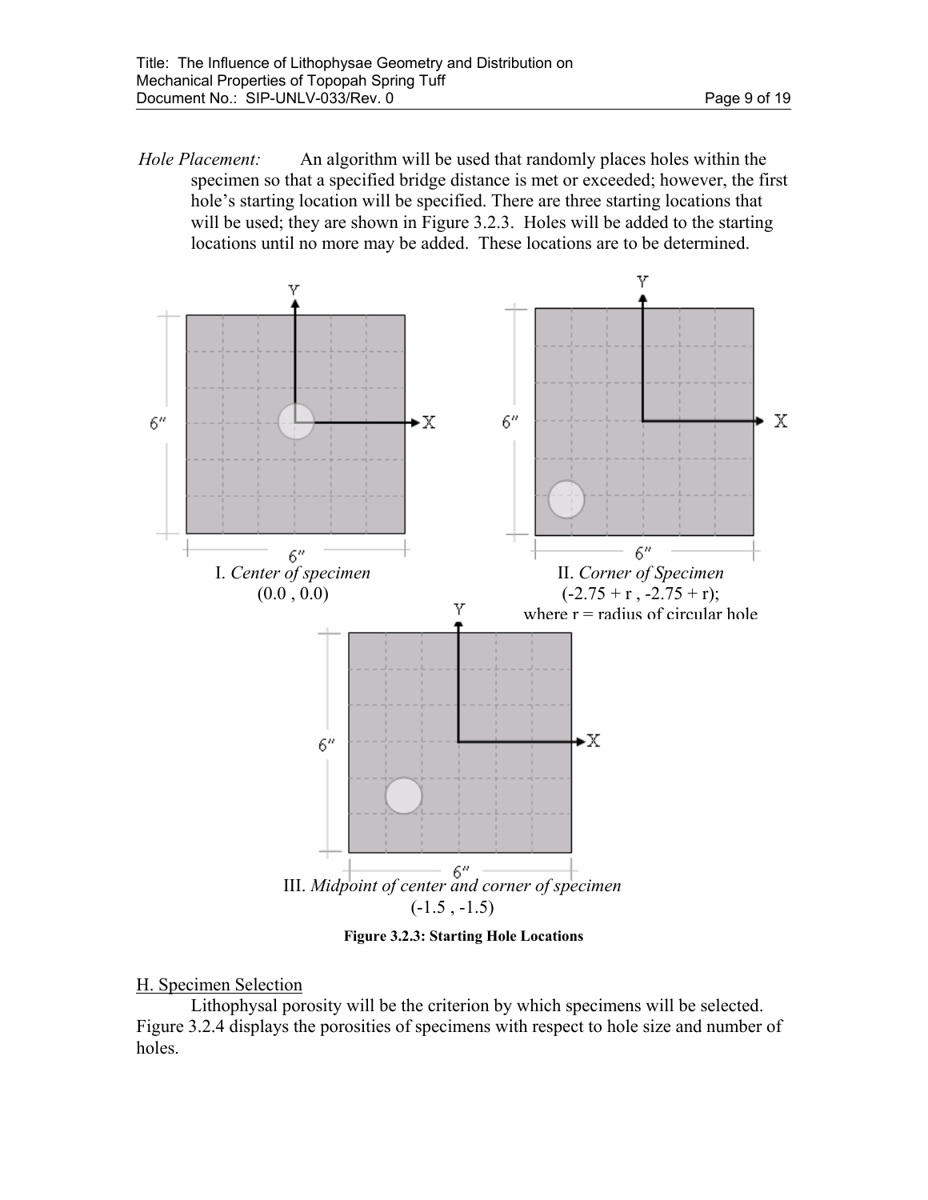*Hole Placement:* An algorithm will be used that randomly places holes within the specimen so that a specified bridge distance is met or exceeded; however, the first hole's starting location will be specified. There are three starting locations that will be used; they are shown in Figure 3.2.3. Holes will be added to the starting locations until no more may be added. These locations are to be determined.

I. *Center of specimen*
(0.0 , 0.0)

II. *Corner of Specimen*
(-2.75 + r , -2.75 + r);
where r = radius of circular hole

III. *Midpoint of center and corner of specimen*
(-1.5 , -1.5)

**Figure 3.2.3: Starting Hole Locations**

H. Specimen Selection

Lithophysal porosity will be the criterion by which specimens will be selected. Figure 3.2.4 displays the porosities of specimens with respect to hole size and number of holes.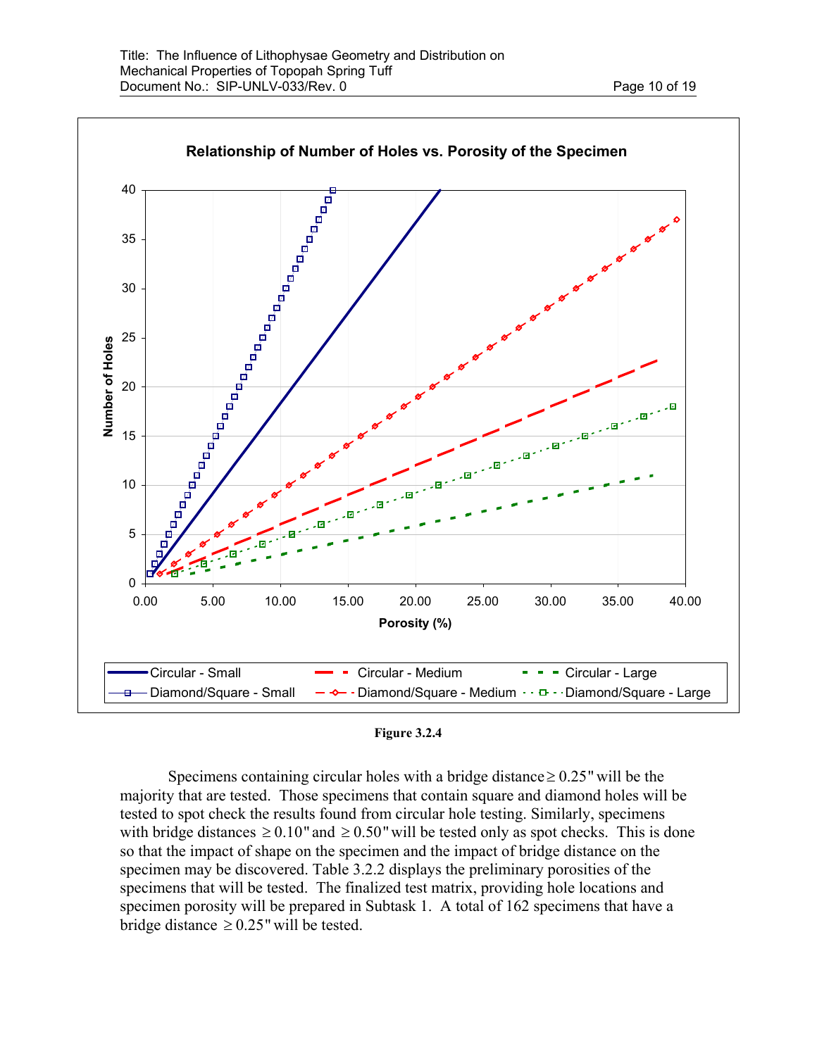Relationship of Number of Holes vs. Porosity of the Specimen

Figure 3.2.4

Specimens containing circular holes with a bridge distance ≥ 0.25" will be the majority that are tested. Those specimens that contain square and diamond holes will be tested to spot check the results found from circular hole testing. Similarly, specimens with bridge distances ≥ 0.10" and ≥ 0.50" will be tested only as spot checks. This is done so that the impact of shape on the specimen and the impact of bridge distance on the specimen may be discovered. Table 3.2.2 displays the preliminary porosities of the specimens that will be tested. The finalized test matrix, providing hole locations and specimen porosity will be prepared in Subtask 1. A total of 162 specimens that have a bridge distance ≥ 0.25" will be tested.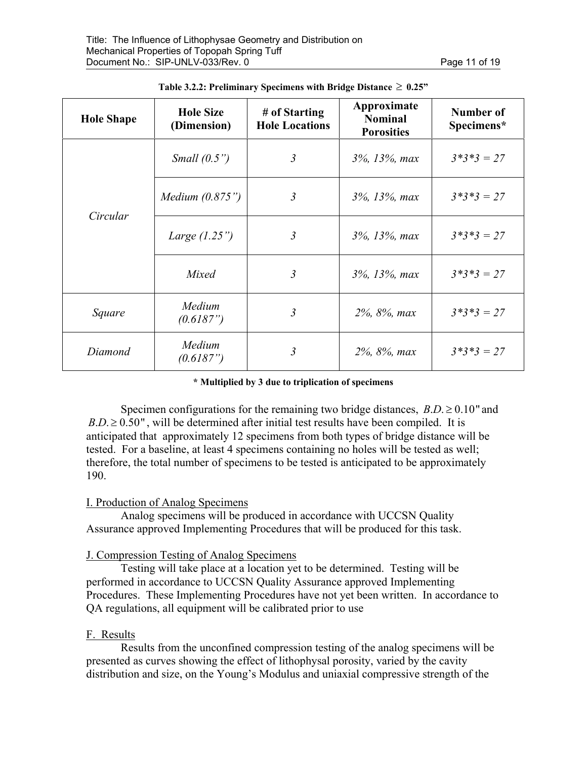**Table 3.2.2: Preliminary Specimens with Bridge Distance $\geq$ 0.25"**

| Hole Shape | Hole Size (Dimension) | # of Starting Hole Locations | Approximate Nominal Porosities | Number of Specimens* |
|---|---|---|---|---|
| *Circular* | *Small (0.5")* | *3* | *3%, 13%, max* | *3\*3\*3 = 27* |
| | *Medium (0.875")* | *3* | *3%, 13%, max* | *3\*3\*3 = 27* |
| | *Large (1.25")* | *3* | *3%, 13%, max* | *3\*3\*3 = 27* |
| | *Mixed* | *3* | *3%, 13%, max* | *3\*3\*3 = 27* |
| *Square* | *Medium (0.6187")* | *3* | *2%, 8%, max* | *3\*3\*3 = 27* |
| *Diamond* | *Medium (0.6187")* | *3* | *2%, 8%, max* | *3\*3\*3 = 27* |

**\* Multiplied by 3 due to triplication of specimens**

Specimen configurations for the remaining two bridge distances, $B.D. \geq 0.10"$ and $B.D. \geq 0.50"$, will be determined after initial test results have been compiled. It is anticipated that approximately 12 specimens from both types of bridge distance will be tested. For a baseline, at least 4 specimens containing no holes will be tested as well; therefore, the total number of specimens to be tested is anticipated to be approximately 190.

I. Production of Analog Specimens

Analog specimens will be produced in accordance with UCCSN Quality Assurance approved Implementing Procedures that will be produced for this task.

J. Compression Testing of Analog Specimens

Testing will take place at a location yet to be determined. Testing will be performed in accordance to UCCSN Quality Assurance approved Implementing Procedures. These Implementing Procedures have not yet been written. In accordance to QA regulations, all equipment will be calibrated prior to use

F. Results

Results from the unconfined compression testing of the analog specimens will be presented as curves showing the effect of lithophysal porosity, varied by the cavity distribution and size, on the Young's Modulus and uniaxial compressive strength of the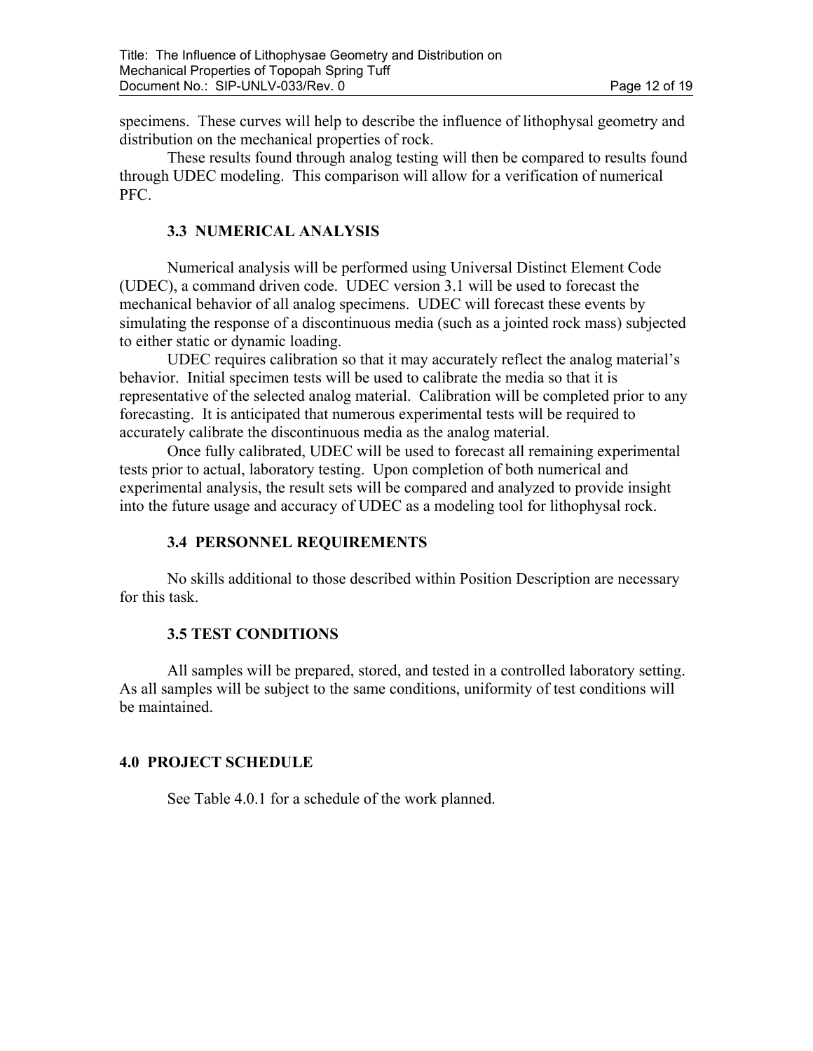specimens. These curves will help to describe the influence of lithophysal geometry and distribution on the mechanical properties of rock.

These results found through analog testing will then be compared to results found through UDEC modeling. This comparison will allow for a verification of numerical PFC.

### 3.3 NUMERICAL ANALYSIS

Numerical analysis will be performed using Universal Distinct Element Code (UDEC), a command driven code. UDEC version 3.1 will be used to forecast the mechanical behavior of all analog specimens. UDEC will forecast these events by simulating the response of a discontinuous media (such as a jointed rock mass) subjected to either static or dynamic loading.

UDEC requires calibration so that it may accurately reflect the analog material's behavior. Initial specimen tests will be used to calibrate the media so that it is representative of the selected analog material. Calibration will be completed prior to any forecasting. It is anticipated that numerous experimental tests will be required to accurately calibrate the discontinuous media as the analog material.

Once fully calibrated, UDEC will be used to forecast all remaining experimental tests prior to actual, laboratory testing. Upon completion of both numerical and experimental analysis, the result sets will be compared and analyzed to provide insight into the future usage and accuracy of UDEC as a modeling tool for lithophysal rock.

### 3.4 PERSONNEL REQUIREMENTS

No skills additional to those described within Position Description are necessary for this task.

### 3.5 TEST CONDITIONS

All samples will be prepared, stored, and tested in a controlled laboratory setting. As all samples will be subject to the same conditions, uniformity of test conditions will be maintained.

## 4.0 PROJECT SCHEDULE

See Table 4.0.1 for a schedule of the work planned.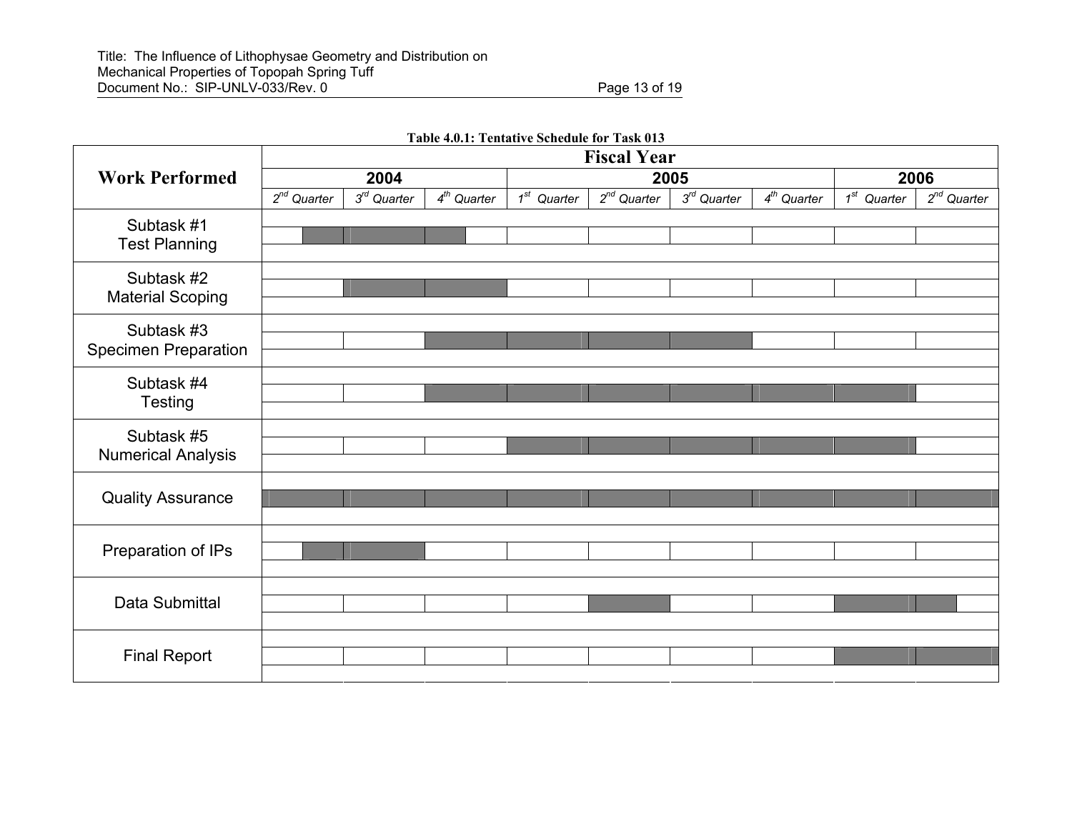**Table 4.0.1: Tentative Schedule for Task 013**

| Work Performed | Fiscal Year 2004 | | | Fiscal Year 2005 | | | | Fiscal Year 2006 | |
|---|---|---|---|---|---|---|---|---|---|
| | 2nd Quarter | 3rd Quarter | 4th Quarter | 1st Quarter | 2nd Quarter | 3rd Quarter | 4th Quarter | 1st Quarter | 2nd Quarter |
| Subtask #1 Test Planning | ■ (partial) | ■ | ■ (partial) | | | | | | |
| Subtask #2 Material Scoping | | ■ | ■ | | | | | | |
| Subtask #3 Specimen Preparation | | | ■ | ■ | ■ | ■ | | | |
| Subtask #4 Testing | | | ■ | ■ | ■ | ■ | ■ | ■ | |
| Subtask #5 Numerical Analysis | | | | ■ | ■ | ■ | ■ | ■ | |
| Quality Assurance | ■ | ■ | ■ | ■ | ■ | ■ | ■ | ■ | ■ |
| Preparation of IPs | ■ (partial) | ■ | | | | | | | |
| Data Submittal | | | | | ■ | | | ■ | ■ (partial) |
| Final Report | | | | | | | | ■ | ■ |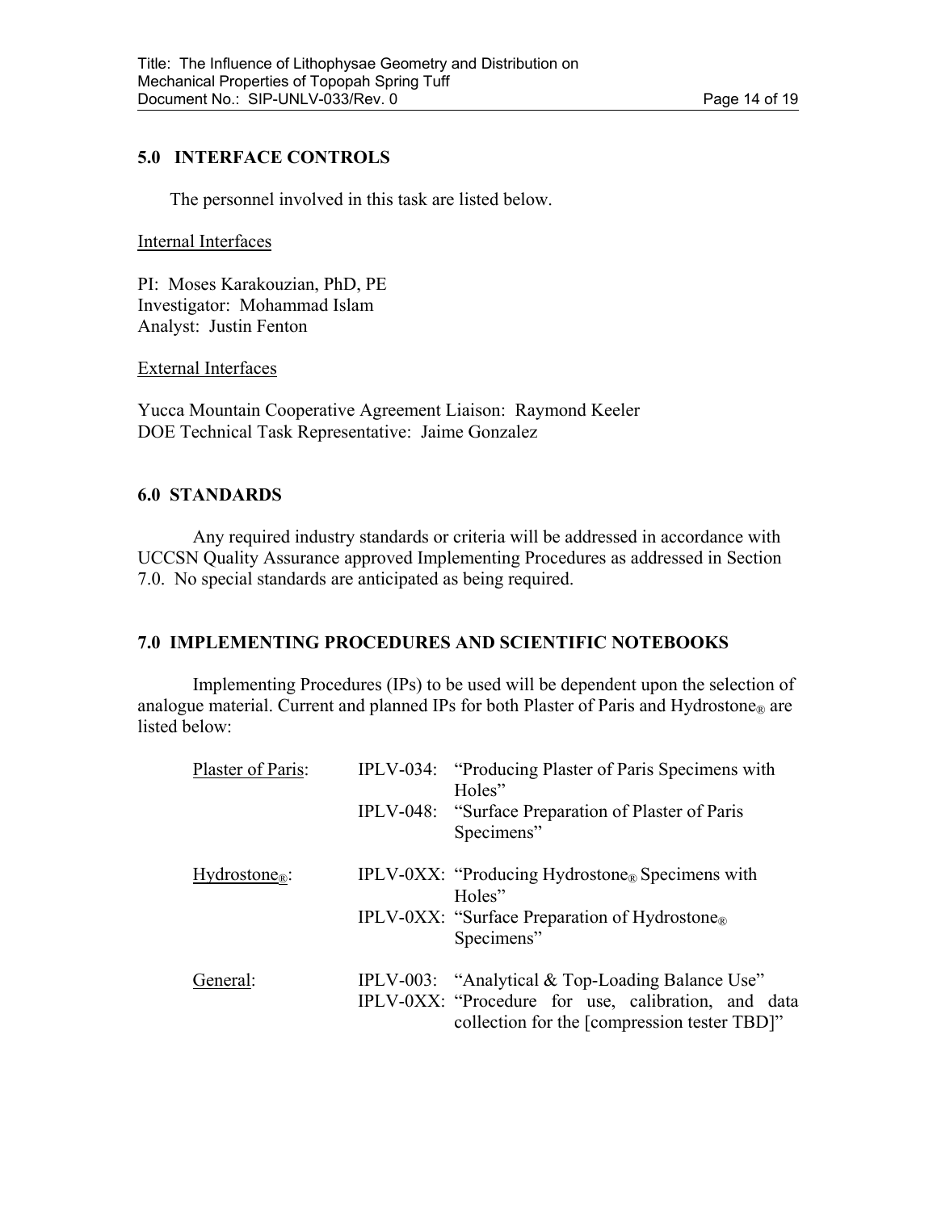## 5.0 INTERFACE CONTROLS

The personnel involved in this task are listed below.

Internal Interfaces

PI: Moses Karakouzian, PhD, PE
Investigator: Mohammad Islam
Analyst: Justin Fenton

External Interfaces

Yucca Mountain Cooperative Agreement Liaison: Raymond Keeler
DOE Technical Task Representative: Jaime Gonzalez

## 6.0 STANDARDS

Any required industry standards or criteria will be addressed in accordance with UCCSN Quality Assurance approved Implementing Procedures as addressed in Section 7.0. No special standards are anticipated as being required.

## 7.0 IMPLEMENTING PROCEDURES AND SCIENTIFIC NOTEBOOKS

Implementing Procedures (IPs) to be used will be dependent upon the selection of analogue material. Current and planned IPs for both Plaster of Paris and Hydrostone® are listed below:

| | | |
|---|---|---|
| Plaster of Paris: | IPLV-034: | "Producing Plaster of Paris Specimens with Holes" |
| | IPLV-048: | "Surface Preparation of Plaster of Paris Specimens" |
| Hydrostone®: | IPLV-0XX: | "Producing Hydrostone® Specimens with Holes" |
| | IPLV-0XX: | "Surface Preparation of Hydrostone® Specimens" |
| General: | IPLV-003: | "Analytical & Top-Loading Balance Use" |
| | IPLV-0XX: | "Procedure for use, calibration, and data collection for the [compression tester TBD]" |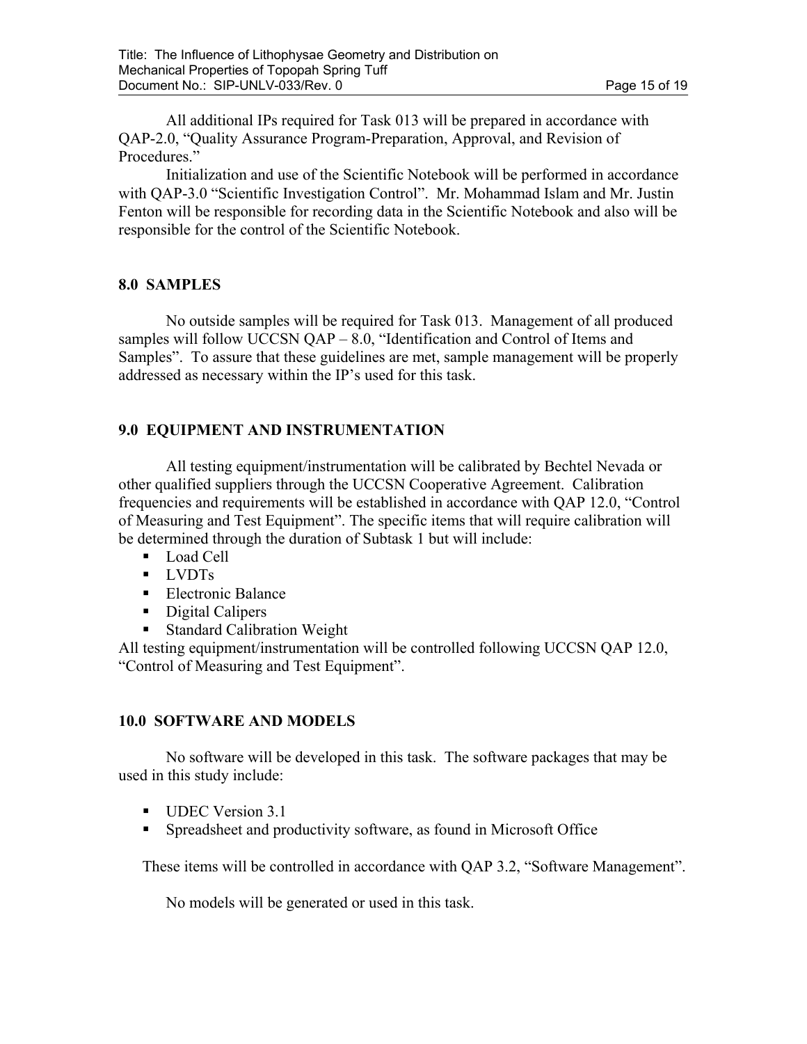All additional IPs required for Task 013 will be prepared in accordance with QAP-2.0, "Quality Assurance Program-Preparation, Approval, and Revision of Procedures."

Initialization and use of the Scientific Notebook will be performed in accordance with QAP-3.0 "Scientific Investigation Control". Mr. Mohammad Islam and Mr. Justin Fenton will be responsible for recording data in the Scientific Notebook and also will be responsible for the control of the Scientific Notebook.

## 8.0 SAMPLES

No outside samples will be required for Task 013. Management of all produced samples will follow UCCSN QAP – 8.0, "Identification and Control of Items and Samples". To assure that these guidelines are met, sample management will be properly addressed as necessary within the IP's used for this task.

## 9.0 EQUIPMENT AND INSTRUMENTATION

All testing equipment/instrumentation will be calibrated by Bechtel Nevada or other qualified suppliers through the UCCSN Cooperative Agreement. Calibration frequencies and requirements will be established in accordance with QAP 12.0, "Control of Measuring and Test Equipment". The specific items that will require calibration will be determined through the duration of Subtask 1 but will include:

- Load Cell
- LVDTs
- Electronic Balance
- Digital Calipers
- Standard Calibration Weight

All testing equipment/instrumentation will be controlled following UCCSN QAP 12.0, "Control of Measuring and Test Equipment".

## 10.0 SOFTWARE AND MODELS

No software will be developed in this task. The software packages that may be used in this study include:

- UDEC Version 3.1
- Spreadsheet and productivity software, as found in Microsoft Office

These items will be controlled in accordance with QAP 3.2, "Software Management".

No models will be generated or used in this task.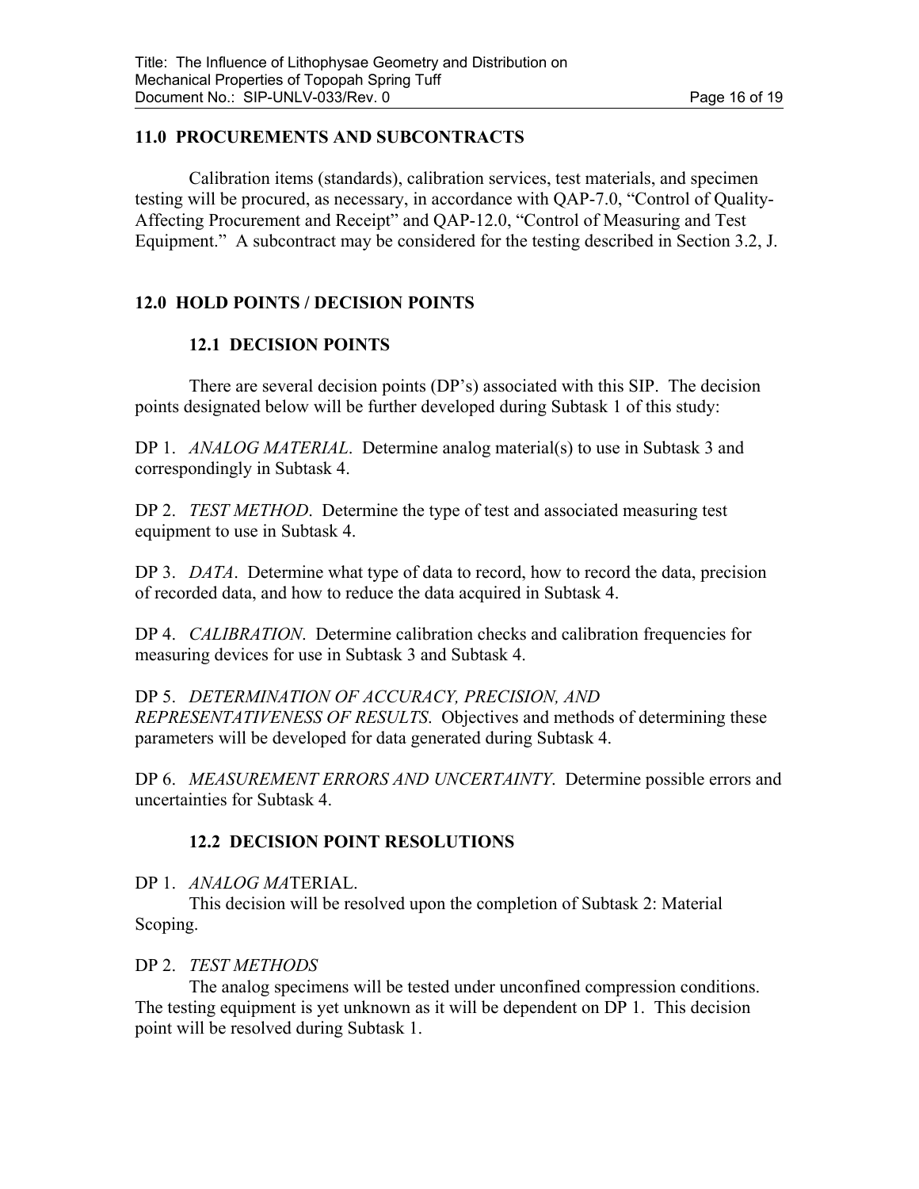## 11.0 PROCUREMENTS AND SUBCONTRACTS

Calibration items (standards), calibration services, test materials, and specimen testing will be procured, as necessary, in accordance with QAP-7.0, "Control of Quality-Affecting Procurement and Receipt" and QAP-12.0, "Control of Measuring and Test Equipment." A subcontract may be considered for the testing described in Section 3.2, J.

## 12.0 HOLD POINTS / DECISION POINTS

### 12.1 DECISION POINTS

There are several decision points (DP's) associated with this SIP. The decision points designated below will be further developed during Subtask 1 of this study:

DP 1. *ANALOG MATERIAL*. Determine analog material(s) to use in Subtask 3 and correspondingly in Subtask 4.

DP 2. *TEST METHOD*. Determine the type of test and associated measuring test equipment to use in Subtask 4.

DP 3. *DATA*. Determine what type of data to record, how to record the data, precision of recorded data, and how to reduce the data acquired in Subtask 4.

DP 4. *CALIBRATION*. Determine calibration checks and calibration frequencies for measuring devices for use in Subtask 3 and Subtask 4.

DP 5. *DETERMINATION OF ACCURACY, PRECISION, AND REPRESENTATIVENESS OF RESULTS*. Objectives and methods of determining these parameters will be developed for data generated during Subtask 4.

DP 6. *MEASUREMENT ERRORS AND UNCERTAINTY*. Determine possible errors and uncertainties for Subtask 4.

### 12.2 DECISION POINT RESOLUTIONS

DP 1. *ANALOG MA*TERIAL.

This decision will be resolved upon the completion of Subtask 2: Material Scoping.

DP 2. *TEST METHODS*

The analog specimens will be tested under unconfined compression conditions. The testing equipment is yet unknown as it will be dependent on DP 1. This decision point will be resolved during Subtask 1.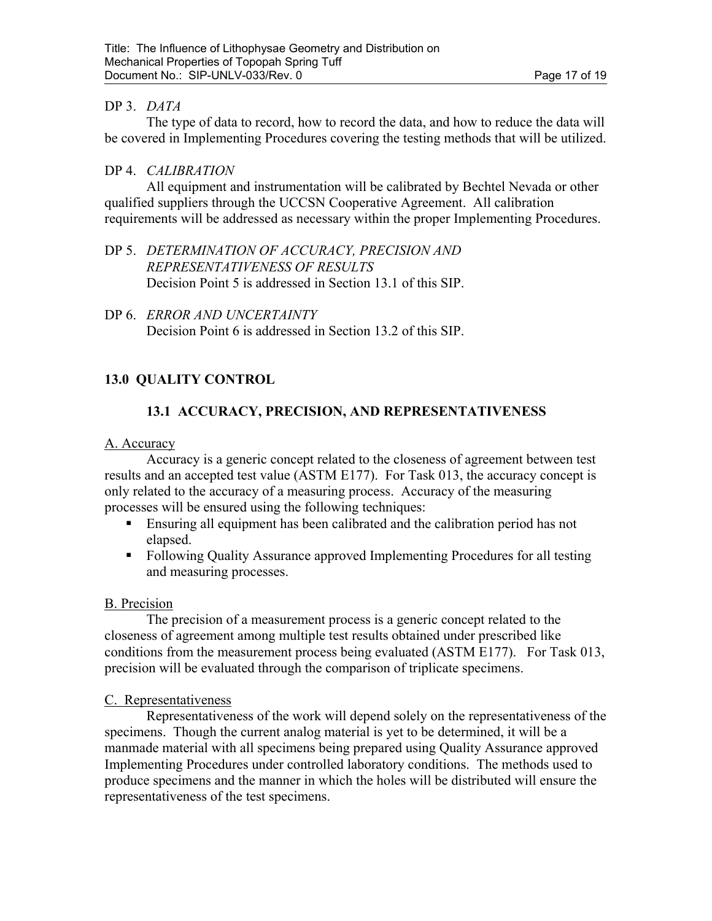DP 3. *DATA*

The type of data to record, how to record the data, and how to reduce the data will be covered in Implementing Procedures covering the testing methods that will be utilized.

DP 4. *CALIBRATION*

All equipment and instrumentation will be calibrated by Bechtel Nevada or other qualified suppliers through the UCCSN Cooperative Agreement. All calibration requirements will be addressed as necessary within the proper Implementing Procedures.

DP 5. *DETERMINATION OF ACCURACY, PRECISION AND REPRESENTATIVENESS OF RESULTS*

Decision Point 5 is addressed in Section 13.1 of this SIP.

DP 6. *ERROR AND UNCERTAINTY*

Decision Point 6 is addressed in Section 13.2 of this SIP.

## 13.0 QUALITY CONTROL

### 13.1 ACCURACY, PRECISION, AND REPRESENTATIVENESS

A. Accuracy

Accuracy is a generic concept related to the closeness of agreement between test results and an accepted test value (ASTM E177). For Task 013, the accuracy concept is only related to the accuracy of a measuring process. Accuracy of the measuring processes will be ensured using the following techniques:

- Ensuring all equipment has been calibrated and the calibration period has not elapsed.
- Following Quality Assurance approved Implementing Procedures for all testing and measuring processes.

B. Precision

The precision of a measurement process is a generic concept related to the closeness of agreement among multiple test results obtained under prescribed like conditions from the measurement process being evaluated (ASTM E177). For Task 013, precision will be evaluated through the comparison of triplicate specimens.

C. Representativeness

Representativeness of the work will depend solely on the representativeness of the specimens. Though the current analog material is yet to be determined, it will be a manmade material with all specimens being prepared using Quality Assurance approved Implementing Procedures under controlled laboratory conditions. The methods used to produce specimens and the manner in which the holes will be distributed will ensure the representativeness of the test specimens.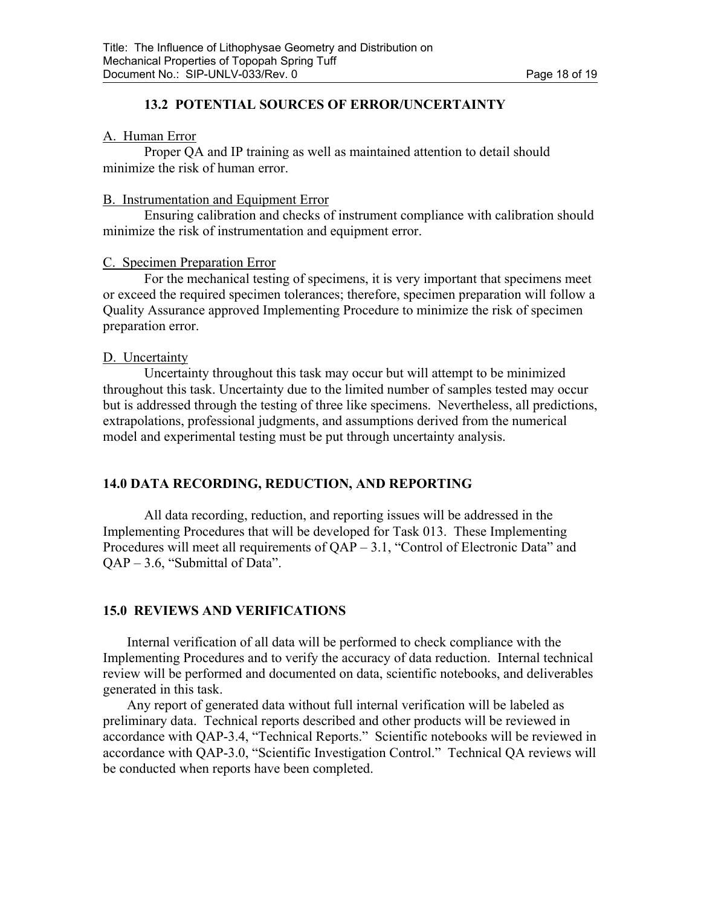### 13.2 POTENTIAL SOURCES OF ERROR/UNCERTAINTY

A. Human Error

Proper QA and IP training as well as maintained attention to detail should minimize the risk of human error.

B. Instrumentation and Equipment Error

Ensuring calibration and checks of instrument compliance with calibration should minimize the risk of instrumentation and equipment error.

C. Specimen Preparation Error

For the mechanical testing of specimens, it is very important that specimens meet or exceed the required specimen tolerances; therefore, specimen preparation will follow a Quality Assurance approved Implementing Procedure to minimize the risk of specimen preparation error.

D. Uncertainty

Uncertainty throughout this task may occur but will attempt to be minimized throughout this task. Uncertainty due to the limited number of samples tested may occur but is addressed through the testing of three like specimens. Nevertheless, all predictions, extrapolations, professional judgments, and assumptions derived from the numerical model and experimental testing must be put through uncertainty analysis.

## 14.0 DATA RECORDING, REDUCTION, AND REPORTING

All data recording, reduction, and reporting issues will be addressed in the Implementing Procedures that will be developed for Task 013. These Implementing Procedures will meet all requirements of QAP – 3.1, "Control of Electronic Data" and QAP – 3.6, "Submittal of Data".

## 15.0 REVIEWS AND VERIFICATIONS

Internal verification of all data will be performed to check compliance with the Implementing Procedures and to verify the accuracy of data reduction. Internal technical review will be performed and documented on data, scientific notebooks, and deliverables generated in this task.

Any report of generated data without full internal verification will be labeled as preliminary data. Technical reports described and other products will be reviewed in accordance with QAP-3.4, "Technical Reports." Scientific notebooks will be reviewed in accordance with QAP-3.0, "Scientific Investigation Control." Technical QA reviews will be conducted when reports have been completed.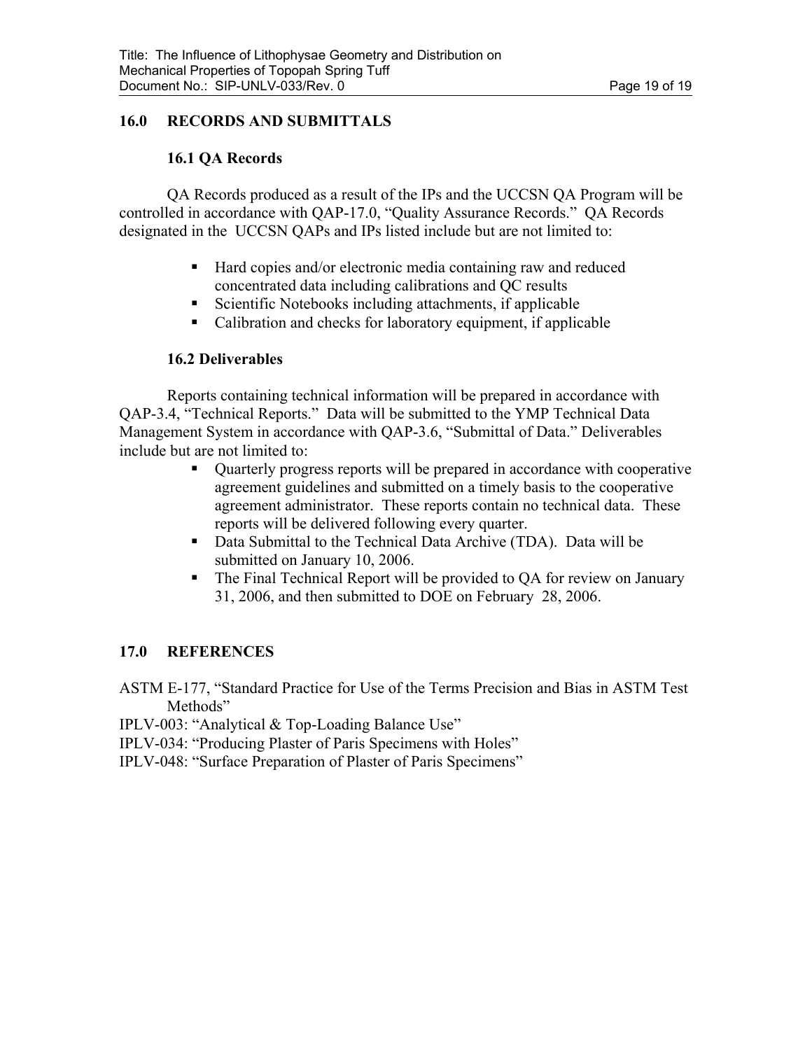## 16.0 RECORDS AND SUBMITTALS

### 16.1 QA Records

QA Records produced as a result of the IPs and the UCCSN QA Program will be controlled in accordance with QAP-17.0, "Quality Assurance Records." QA Records designated in the UCCSN QAPs and IPs listed include but are not limited to:

- Hard copies and/or electronic media containing raw and reduced concentrated data including calibrations and QC results
- Scientific Notebooks including attachments, if applicable
- Calibration and checks for laboratory equipment, if applicable

### 16.2 Deliverables

Reports containing technical information will be prepared in accordance with QAP-3.4, "Technical Reports." Data will be submitted to the YMP Technical Data Management System in accordance with QAP-3.6, "Submittal of Data." Deliverables include but are not limited to:

- Quarterly progress reports will be prepared in accordance with cooperative agreement guidelines and submitted on a timely basis to the cooperative agreement administrator. These reports contain no technical data. These reports will be delivered following every quarter.
- Data Submittal to the Technical Data Archive (TDA). Data will be submitted on January 10, 2006.
- The Final Technical Report will be provided to QA for review on January 31, 2006, and then submitted to DOE on February 28, 2006.

## 17.0 REFERENCES

ASTM E-177, "Standard Practice for Use of the Terms Precision and Bias in ASTM Test Methods"

IPLV-003: "Analytical & Top-Loading Balance Use"

IPLV-034: "Producing Plaster of Paris Specimens with Holes"

IPLV-048: "Surface Preparation of Plaster of Paris Specimens"